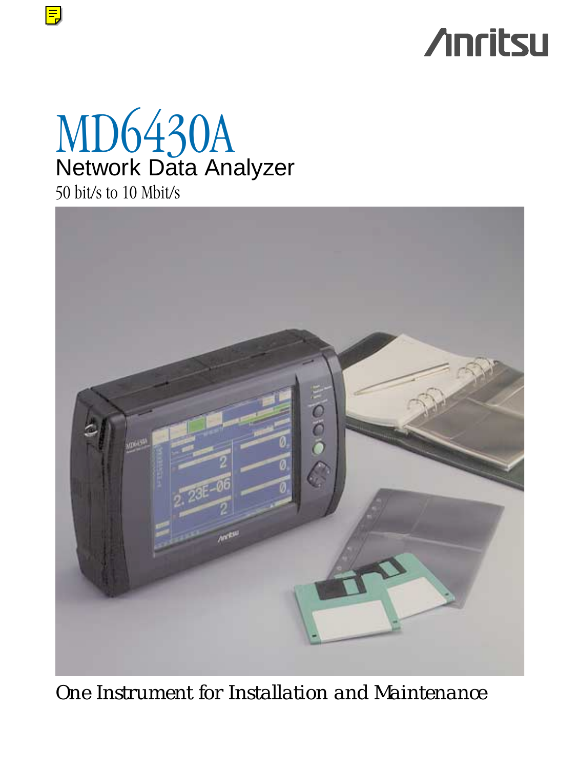Anritsu

# MD6430A

## Network Data Analyzer

50 bit/s to 10 Mbit/s

*One Instrument for Installation and Maintenance*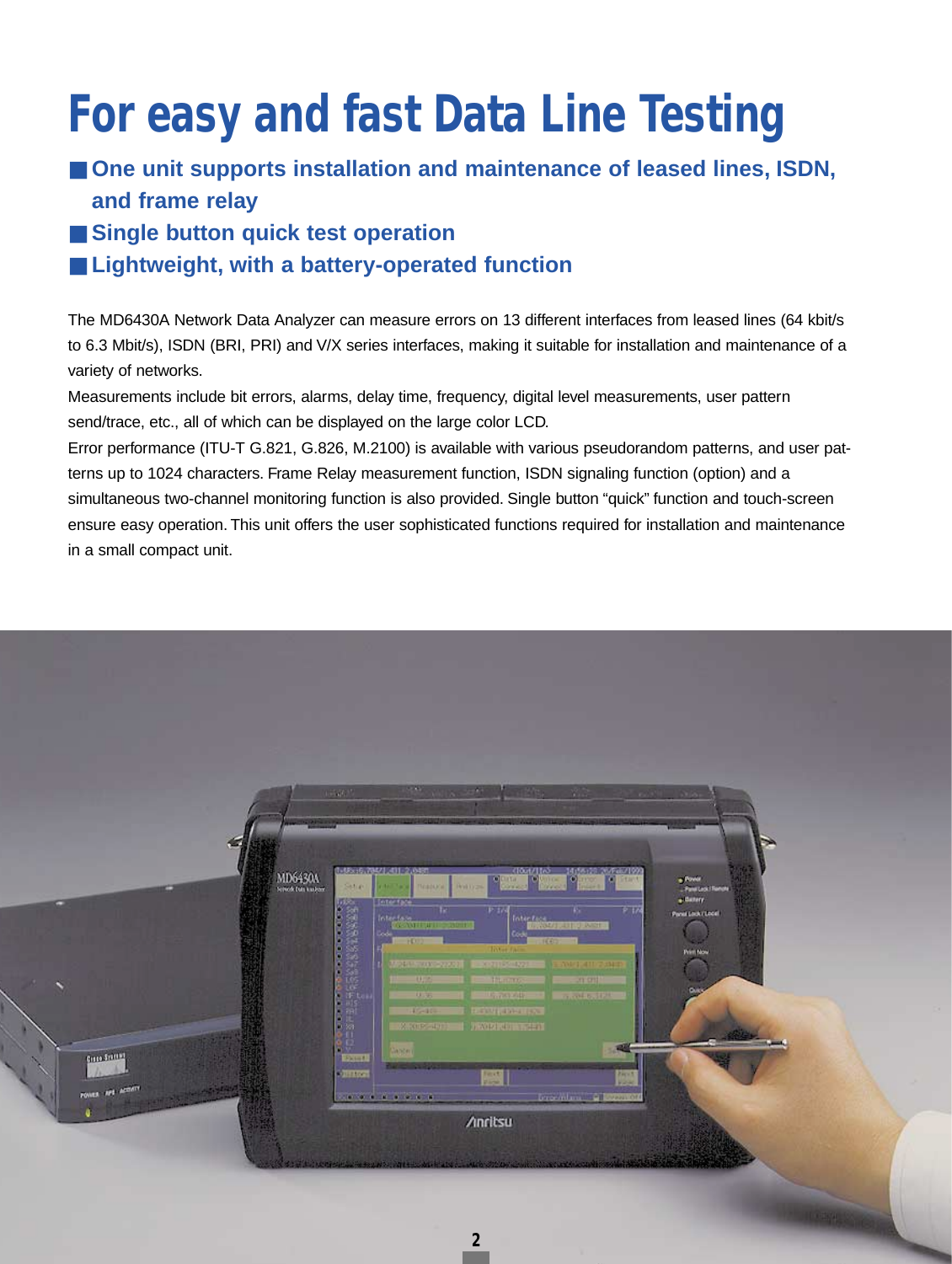# For easy and fast Data Line Testing

- **One unit supports installation and maintenance of leased lines, ISDN, and frame relay**
- **Single button quick test operation**
- **Lightweight, with a battery-operated function**

The MD6430A Network Data Analyzer can measure errors on 13 different interfaces from leased lines (64 kbit/s to 6.3 Mbit/s), ISDN (BRI, PRI) and V/X series interfaces, making it suitable for installation and maintenance of a variety of networks.

Measurements include bit errors, alarms, delay time, frequency, digital level measurements, user pattern send/trace, etc., all of which can be displayed on the large color LCD.

Error performance (ITU-T G.821, G.826, M.2100) is available with various pseudorandom patterns, and user patterns up to 1024 characters. Frame Relay measurement function, ISDN signaling function (option) and a simultaneous two-channel monitoring function is also provided. Single button “quick” function and touch-screen ensure easy operation. This unit offers the user sophisticated functions required for installation and maintenance in a small compact unit.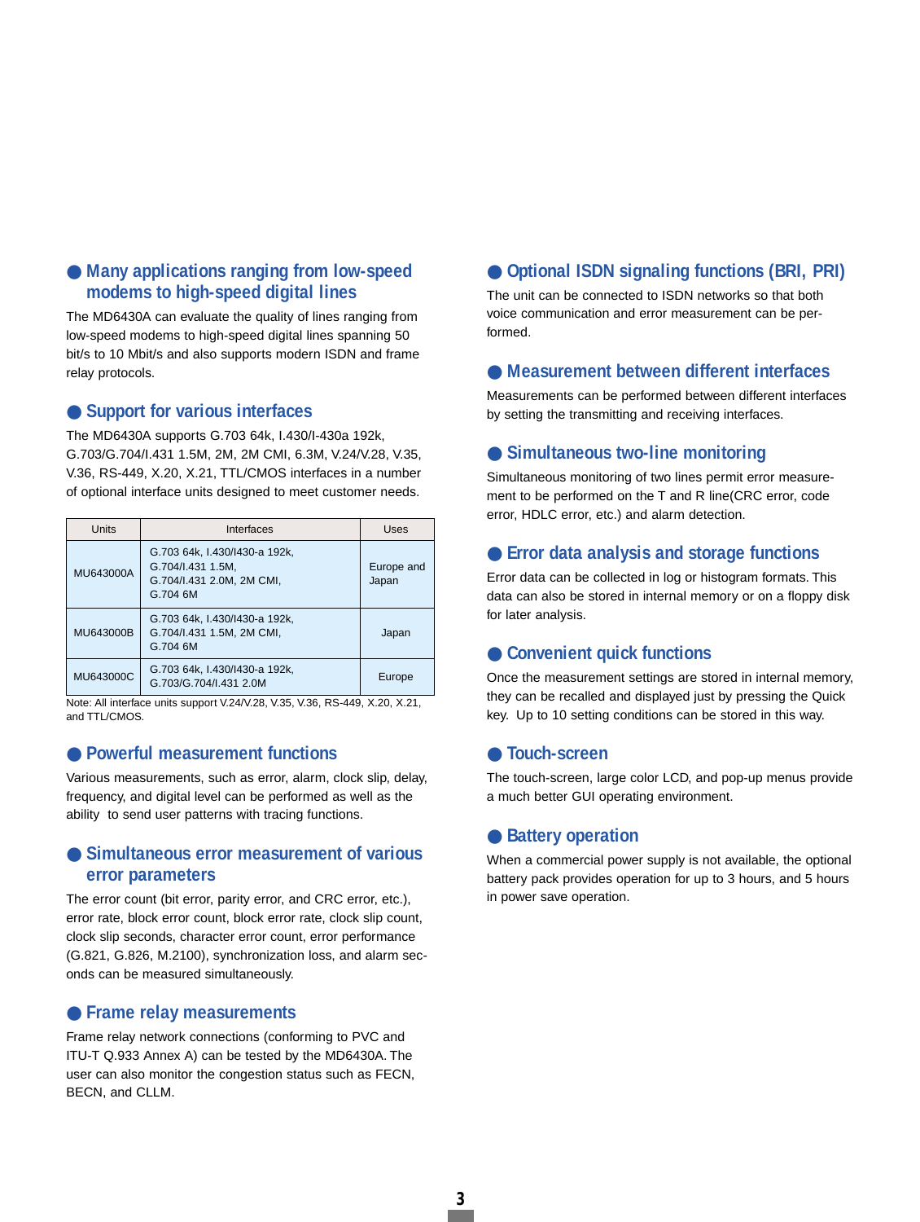## Many applications ranging from low-speed modems to high-speed digital lines

The MD6430A can evaluate the quality of lines ranging from low-speed modems to high-speed digital lines spanning 50 bit/s to 10 Mbit/s and also supports modern ISDN and frame relay protocols.

## Support for various interfaces

The MD6430A supports G.703 64k, I.430/I-430a 192k, G.703/G.704/I.431 1.5M, 2M, 2M CMI, 6.3M, V.24/V.28, V.35, V.36, RS-449, X.20, X.21, TTL/CMOS interfaces in a number of optional interface units designed to meet customer needs.

| Units | Interfaces | Uses |
|---|---|---|
| MU643000A | G.703 64k, I.430/I430-a 192k, G.704/I.431 1.5M, G.704/I.431 2.0M, 2M CMI, G.704 6M | Europe and Japan |
| MU643000B | G.703 64k, I.430/I430-a 192k, G.704/I.431 1.5M, 2M CMI, G.704 6M | Japan |
| MU643000C | G.703 64k, I.430/I430-a 192k, G.703/G.704/I.431 2.0M | Europe |

Note: All interface units support V.24/V.28, V.35, V.36, RS-449, X.20, X.21, and TTL/CMOS.

## Powerful measurement functions

Various measurements, such as error, alarm, clock slip, delay, frequency, and digital level can be performed as well as the ability to send user patterns with tracing functions.

## Simultaneous error measurement of various error parameters

The error count (bit error, parity error, and CRC error, etc.), error rate, block error count, block error rate, clock slip count, clock slip seconds, character error count, error performance (G.821, G.826, M.2100), synchronization loss, and alarm seconds can be measured simultaneously.

## Frame relay measurements

Frame relay network connections (conforming to PVC and ITU-T Q.933 Annex A) can be tested by the MD6430A. The user can also monitor the congestion status such as FECN, BECN, and CLLM.

## Optional ISDN signaling functions (BRI, PRI)

The unit can be connected to ISDN networks so that both voice communication and error measurement can be performed.

## Measurement between different interfaces

Measurements can be performed between different interfaces by setting the transmitting and receiving interfaces.

## Simultaneous two-line monitoring

Simultaneous monitoring of two lines permit error measurement to be performed on the T and R line(CRC error, code error, HDLC error, etc.) and alarm detection.

## Error data analysis and storage functions

Error data can be collected in log or histogram formats. This data can also be stored in internal memory or on a floppy disk for later analysis.

## Convenient quick functions

Once the measurement settings are stored in internal memory, they can be recalled and displayed just by pressing the Quick key. Up to 10 setting conditions can be stored in this way.

## Touch-screen

The touch-screen, large color LCD, and pop-up menus provide a much better GUI operating environment.

## Battery operation

When a commercial power supply is not available, the optional battery pack provides operation for up to 3 hours, and 5 hours in power save operation.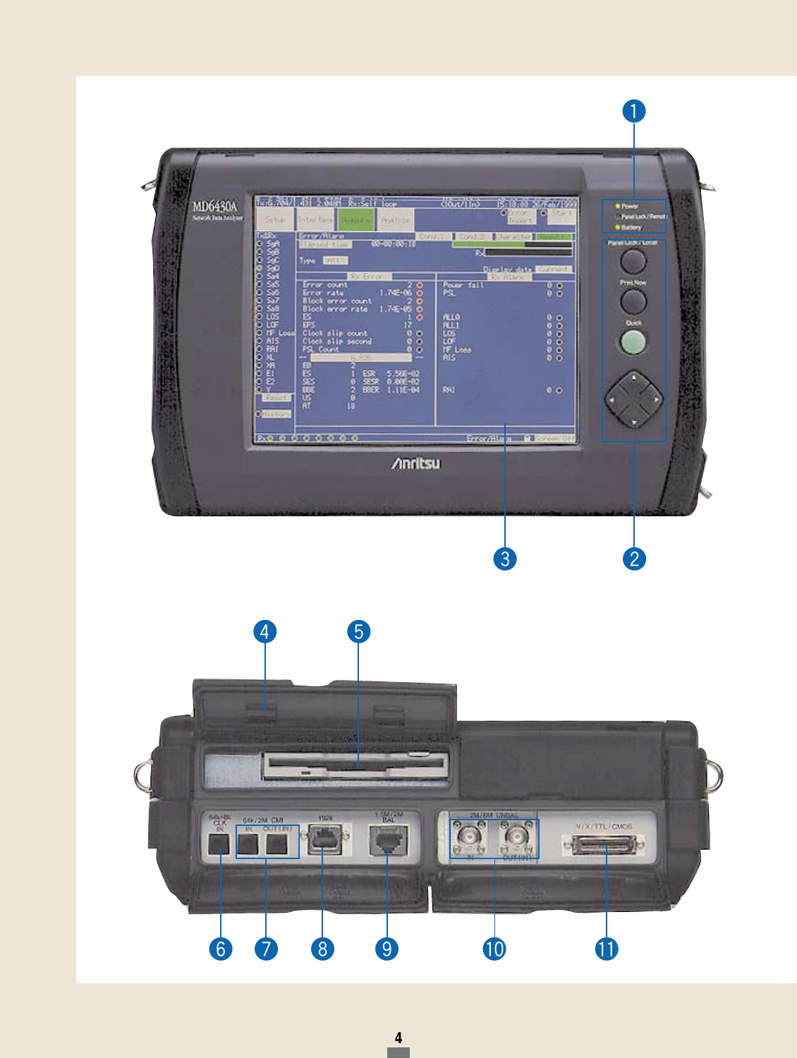1

3

2

4

5

6

7

8

9

10

11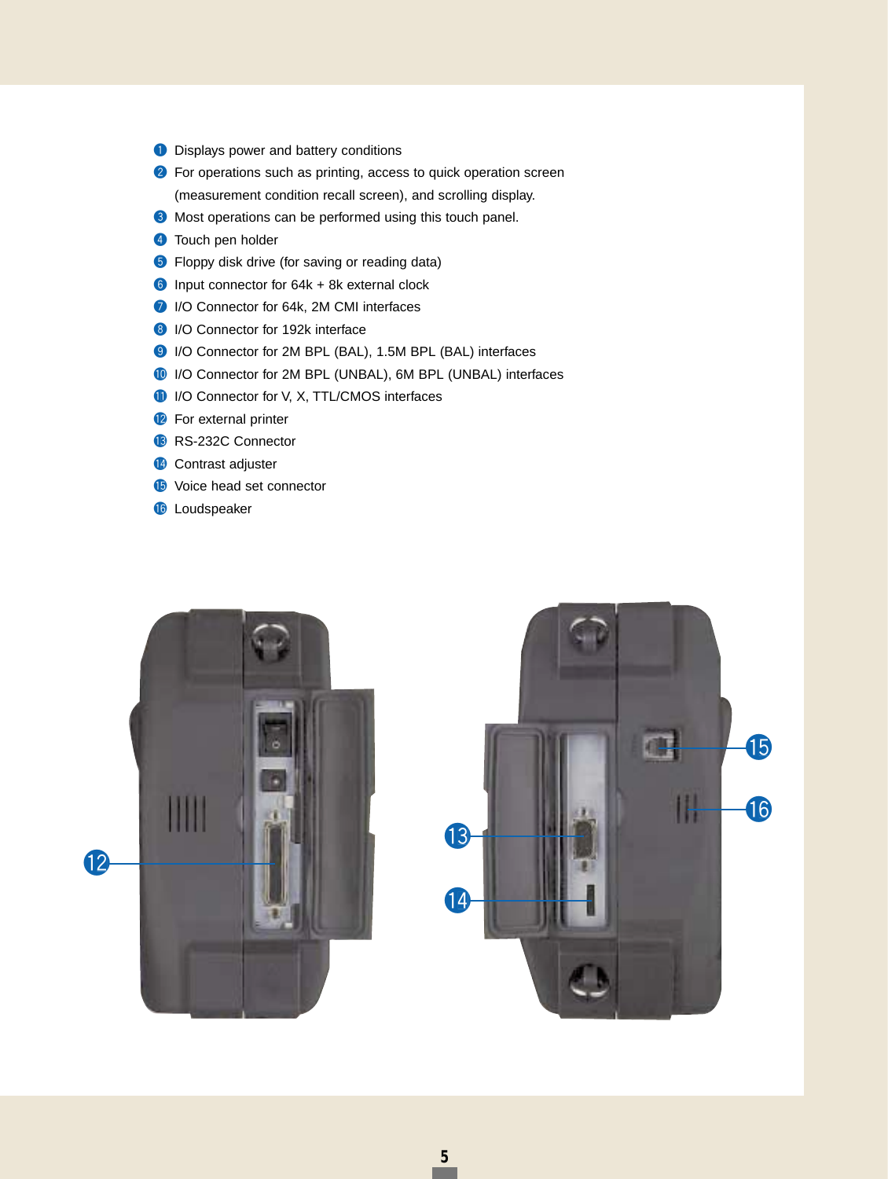1. Displays power and battery conditions
2. For operations such as printing, access to quick operation screen (measurement condition recall screen), and scrolling display.
3. Most operations can be performed using this touch panel.
4. Touch pen holder
5. Floppy disk drive (for saving or reading data)
6. Input connector for 64k + 8k external clock
7. I/O Connector for 64k, 2M CMI interfaces
8. I/O Connector for 192k interface
9. I/O Connector for 2M BPL (BAL), 1.5M BPL (BAL) interfaces
10. I/O Connector for 2M BPL (UNBAL), 6M BPL (UNBAL) interfaces
11. I/O Connector for V, X, TTL/CMOS interfaces
12. For external printer
13. RS-232C Connector
14. Contrast adjuster
15. Voice head set connector
16. Loudspeaker

12

13

14

15

16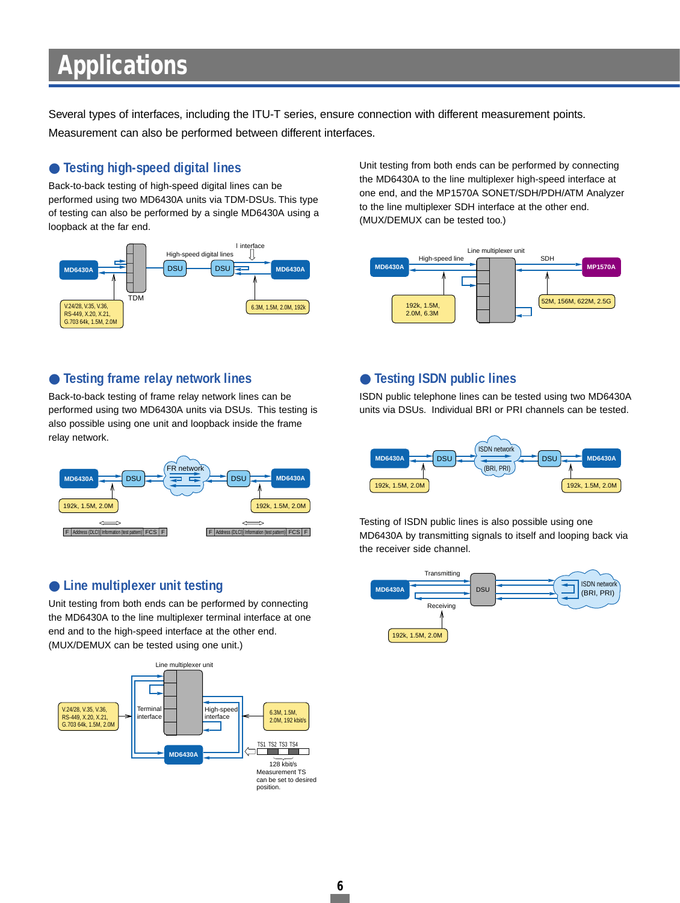# Applications

Several types of interfaces, including the ITU-T series, ensure connection with different measurement points. Measurement can also be performed between different interfaces.

## Testing high-speed digital lines

Back-to-back testing of high-speed digital lines can be performed using two MD6430A units via TDM-DSUs. This type of testing can also be performed by a single MD6430A using a loopback at the far end.

MD6430A
TDM
High-speed digital lines
DSU
DSU
I interface
MD6430A
V.24/28, V.35, V.36, RS-449, X.20, X.21, G.703 64k, 1.5M, 2.0M
6.3M, 1.5M, 2.0M, 192k

Unit testing from both ends can be performed by connecting the MD6430A to the line multiplexer high-speed interface at one end, and the MP1570A SONET/SDH/PDH/ATM Analyzer to the line multiplexer SDH interface at the other end. (MUX/DEMUX can be tested too.)

MD6430A
High-speed line
Line multiplexer unit
SDH
MP1570A
192k, 1.5M, 2.0M, 6.3M
52M, 156M, 622M, 2.5G

## Testing frame relay network lines

Back-to-back testing of frame relay network lines can be performed using two MD6430A units via DSUs. This testing is also possible using one unit and loopback inside the frame relay network.

MD6430A
DSU
FR network
DSU
MD6430A
192k, 1.5M, 2.0M
192k, 1.5M, 2.0M
F | Address (DLCI) | Information (test pattern) | FCS | F
F | Address (DLCI) | Information (test pattern) | FCS | F

## Testing ISDN public lines

ISDN public telephone lines can be tested using two MD6430A units via DSUs. Individual BRI or PRI channels can be tested.

MD6430A
DSU
ISDN network (BRI, PRI)
DSU
MD6430A
192k, 1.5M, 2.0M
192k, 1.5M, 2.0M

Testing of ISDN public lines is also possible using one MD6430A by transmitting signals to itself and looping back via the receiver side channel.

MD6430A
Transmitting
DSU
Receiving
ISDN network (BRI, PRI)
192k, 1.5M, 2.0M

## Line multiplexer unit testing

Unit testing from both ends can be performed by connecting the MD6430A to the line multiplexer terminal interface at one end and to the high-speed interface at the other end. (MUX/DEMUX can be tested using one unit.)

Line multiplexer unit
V.24/28, V.35, V.36, RS-449, X.20, X.21, G.703 64k, 1.5M, 2.0M
Terminal interface
High-speed interface
6.3M, 1.5M, 2.0M, 192 kbit/s
MD6430A
TS1 TS2 TS3 TS4
128 kbit/s
Measurement TS can be set to desired position.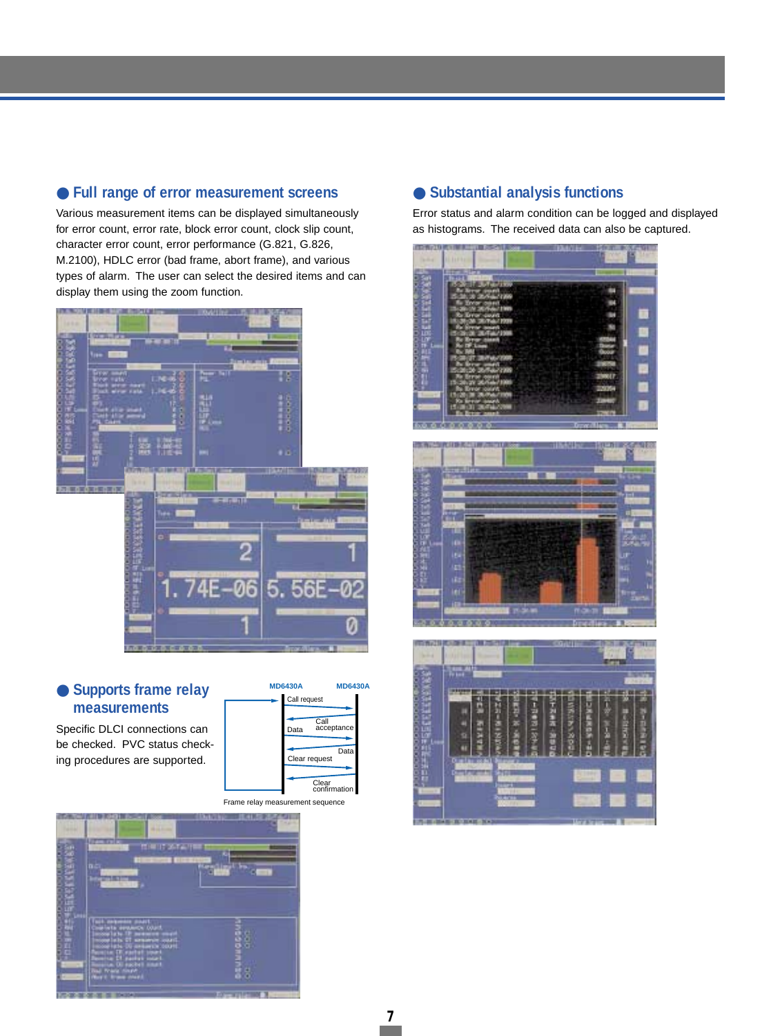## Full range of error measurement screens

Various measurement items can be displayed simultaneously for error count, error rate, block error count, clock slip count, character error count, error performance (G.821, G.826, M.2100), HDLC error (bad frame, abort frame), and various types of alarm. The user can select the desired items and can display them using the zoom function.

## Supports frame relay measurements

Specific DLCI connections can be checked. PVC status checking procedures are supported.

MD6430A

MD6430A

Call request

Call acceptance

Data

Data

Clear request

Clear confirmation

Frame relay measurement sequence

## Substantial analysis functions

Error status and alarm condition can be logged and displayed as histograms. The received data can also be captured.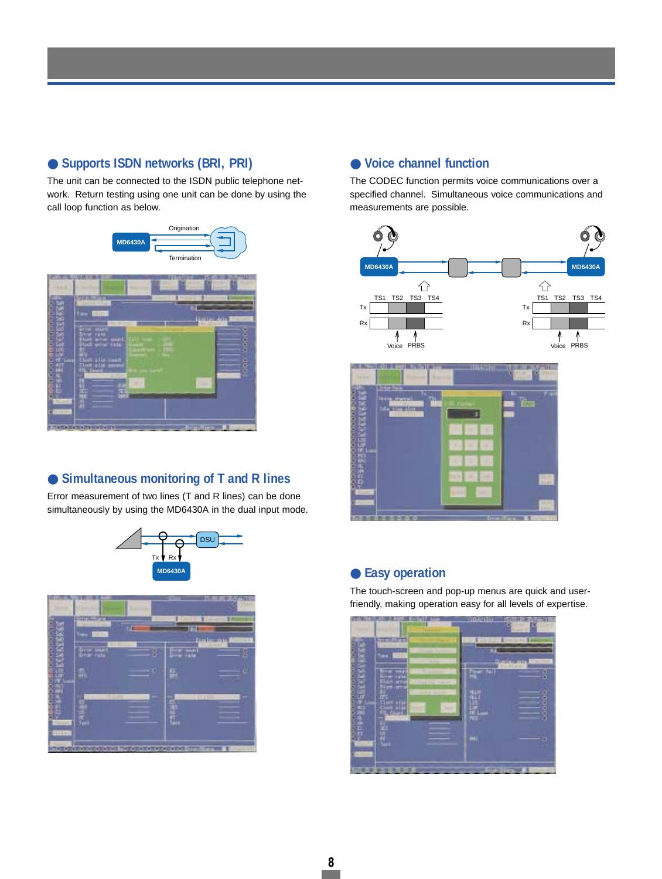## Supports ISDN networks (BRI, PRI)

The unit can be connected to the ISDN public telephone network. Return testing using one unit can be done by using the call loop function as below.

MD6430A

Origination

Termination

## Simultaneous monitoring of T and R lines

Error measurement of two lines (T and R lines) can be done simultaneously by using the MD6430A in the dual input mode.

DSU

Tx

Rx

MD6430A

## Voice channel function

The CODEC function permits voice communications over a specified channel. Simultaneous voice communications and measurements are possible.

MD6430A

MD6430A

TS1 TS2 TS3 TS4

Tx

Rx

Voice PRBS

TS1 TS2 TS3 TS4

Tx

Rx

Voice PRBS

## Easy operation

The touch-screen and pop-up menus are quick and user-friendly, making operation easy for all levels of expertise.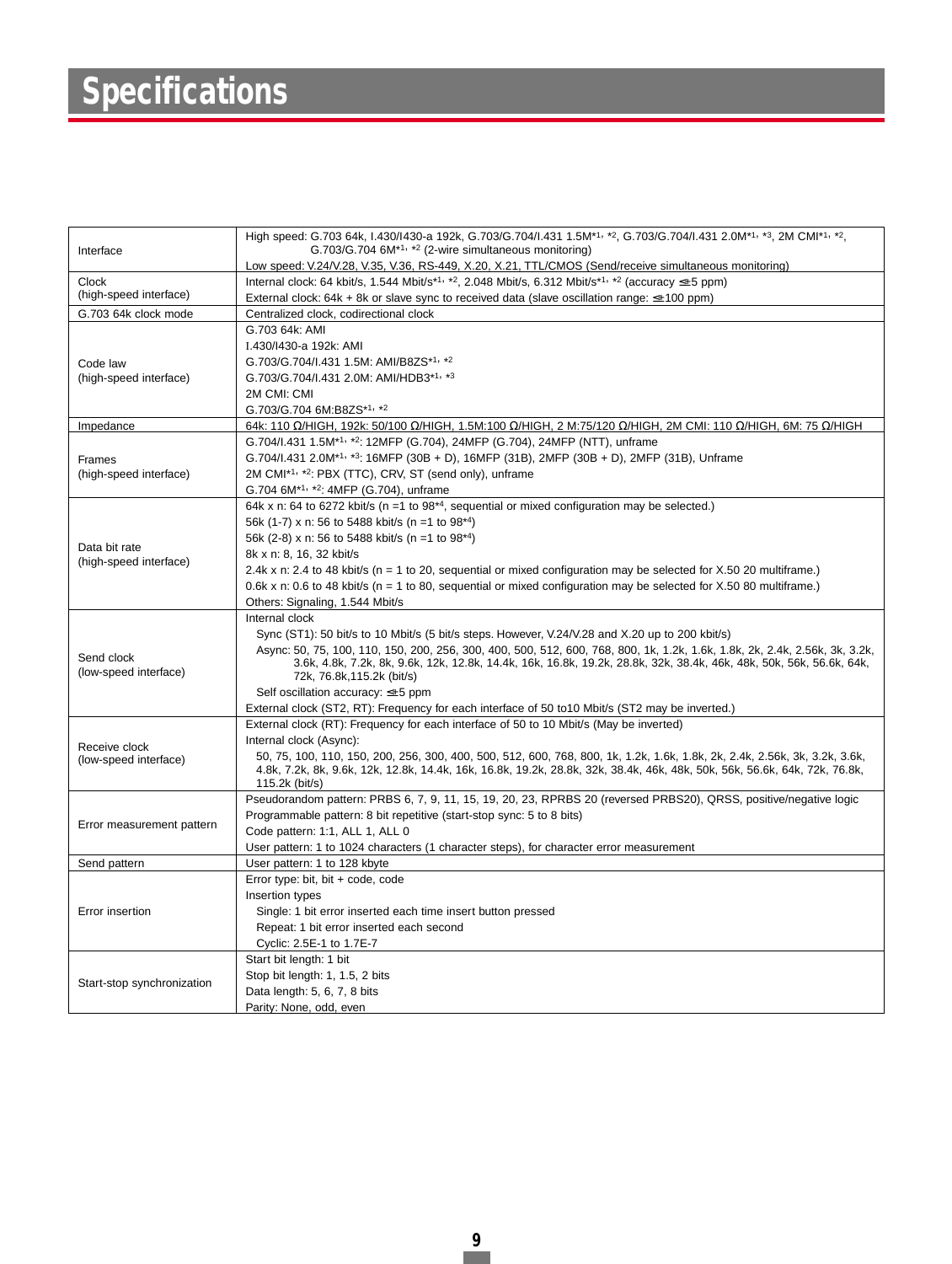# Specifications

| | |
|---|---|
| Interface | High speed: G.703 64k, I.430/I430-a 192k, G.703/G.704/I.431 1.5M*1, *2, G.703/G.704/I.431 2.0M*1, *3, 2M CMI*1, *2, G.703/G.704 6M*1, *2 (2-wire simultaneous monitoring)<br>Low speed: V.24/V.28, V.35, V.36, RS-449, X.20, X.21, TTL/CMOS (Send/receive simultaneous monitoring) |
| Clock (high-speed interface) | Internal clock: 64 kbit/s, 1.544 Mbit/s*1, *2, 2.048 Mbit/s, 6.312 Mbit/s*1, *2 (accuracy ≤±5 ppm)<br>External clock: 64k + 8k or slave sync to received data (slave oscillation range: ≤±100 ppm) |
| G.703 64k clock mode | Centralized clock, codirectional clock |
| Code law (high-speed interface) | G.703 64k: AMI<br>I.430/I430-a 192k: AMI<br>G.703/G.704/I.431 1.5M: AMI/B8ZS*1, *2<br>G.703/G.704/I.431 2.0M: AMI/HDB3*1, *3<br>2M CMI: CMI<br>G.703/G.704 6M:B8ZS*1, *2 |
| Impedance | 64k: 110 Ω/HIGH, 192k: 50/100 Ω/HIGH, 1.5M:100 Ω/HIGH, 2 M:75/120 Ω/HIGH, 2M CMI: 110 Ω/HIGH, 6M: 75 Ω/HIGH |
| Frames (high-speed interface) | G.704/I.431 1.5M*1, *2: 12MFP (G.704), 24MFP (G.704), 24MFP (NTT), unframe<br>G.704/I.431 2.0M*1, *3: 16MFP (30B + D), 16MFP (31B), 2MFP (30B + D), 2MFP (31B), Unframe<br>2M CMI*1, *2: PBX (TTC), CRV, ST (send only), unframe<br>G.704 6M*1, *2: 4MFP (G.704), unframe |
| Data bit rate (high-speed interface) | 64k x n: 64 to 6272 kbit/s (n =1 to 98*4, sequential or mixed configuration may be selected.)<br>56k (1-7) x n: 56 to 5488 kbit/s (n =1 to 98*4)<br>56k (2-8) x n: 56 to 5488 kbit/s (n =1 to 98*4)<br>8k x n: 8, 16, 32 kbit/s<br>2.4k x n: 2.4 to 48 kbit/s (n = 1 to 20, sequential or mixed configuration may be selected for X.50 20 multiframe.)<br>0.6k x n: 0.6 to 48 kbit/s (n = 1 to 80, sequential or mixed configuration may be selected for X.50 80 multiframe.)<br>Others: Signaling, 1.544 Mbit/s |
| Send clock (low-speed interface) | Internal clock<br>Sync (ST1): 50 bit/s to 10 Mbit/s (5 bit/s steps. However, V.24/V.28 and X.20 up to 200 kbit/s)<br>Async: 50, 75, 100, 110, 150, 200, 256, 300, 400, 500, 512, 600, 768, 800, 1k, 1.2k, 1.6k, 1.8k, 2k, 2.4k, 2.56k, 3k, 3.2k, 3.6k, 4.8k, 7.2k, 8k, 9.6k, 12k, 12.8k, 14.4k, 16k, 16.8k, 19.2k, 28.8k, 32k, 38.4k, 46k, 48k, 50k, 56k, 56.6k, 64k, 72k, 76.8k,115.2k (bit/s)<br>Self oscillation accuracy: ≤±5 ppm<br>External clock (ST2, RT): Frequency for each interface of 50 to10 Mbit/s (ST2 may be inverted.) |
| Receive clock (low-speed interface) | External clock (RT): Frequency for each interface of 50 to 10 Mbit/s (May be inverted)<br>Internal clock (Async):<br>50, 75, 100, 110, 150, 200, 256, 300, 400, 500, 512, 600, 768, 800, 1k, 1.2k, 1.6k, 1.8k, 2k, 2.4k, 2.56k, 3k, 3.2k, 3.6k, 4.8k, 7.2k, 8k, 9.6k, 12k, 12.8k, 14.4k, 16k, 16.8k, 19.2k, 28.8k, 32k, 38.4k, 46k, 48k, 50k, 56k, 56.6k, 64k, 72k, 76.8k, 115.2k (bit/s) |
| Error measurement pattern | Pseudorandom pattern: PRBS 6, 7, 9, 11, 15, 19, 20, 23, RPRBS 20 (reversed PRBS20), QRSS, positive/negative logic<br>Programmable pattern: 8 bit repetitive (start-stop sync: 5 to 8 bits)<br>Code pattern: 1:1, ALL 1, ALL 0<br>User pattern: 1 to 1024 characters (1 character steps), for character error measurement |
| Send pattern | User pattern: 1 to 128 kbyte |
| Error insertion | Error type: bit, bit + code, code<br>Insertion types<br>Single: 1 bit error inserted each time insert button pressed<br>Repeat: 1 bit error inserted each second<br>Cyclic: 2.5E-1 to 1.7E-7 |
| Start-stop synchronization | Start bit length: 1 bit<br>Stop bit length: 1, 1.5, 2 bits<br>Data length: 5, 6, 7, 8 bits<br>Parity: None, odd, even |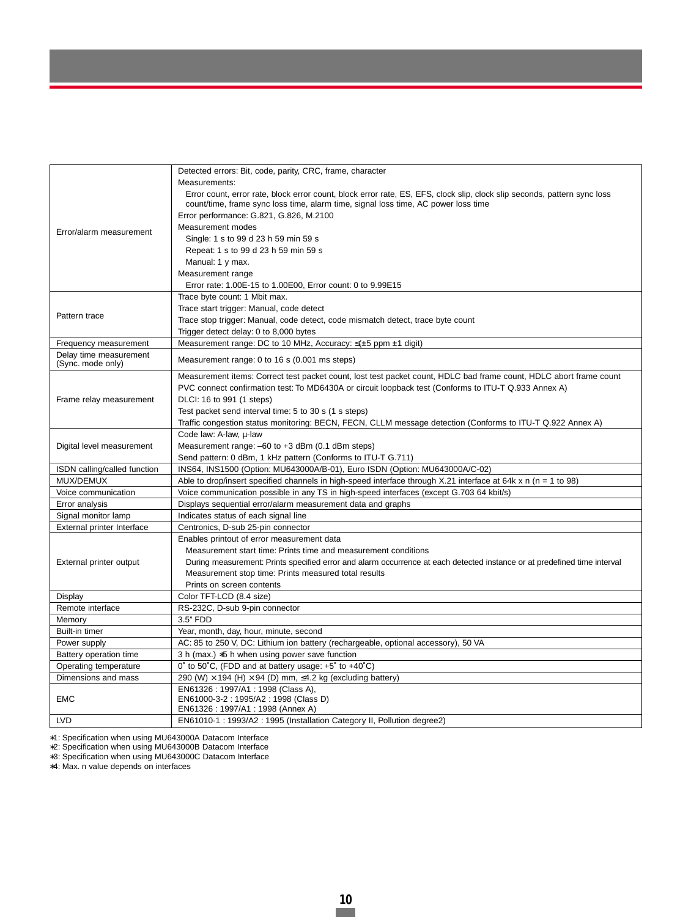| | |
|---|---|
| Error/alarm measurement | Detected errors: Bit, code, parity, CRC, frame, character<br>Measurements:<br>Error count, error rate, block error count, block error rate, ES, EFS, clock slip, clock slip seconds, pattern sync loss count/time, frame sync loss time, alarm time, signal loss time, AC power loss time<br>Error performance: G.821, G.826, M.2100<br>Measurement modes<br>Single: 1 s to 99 d 23 h 59 min 59 s<br>Repeat: 1 s to 99 d 23 h 59 min 59 s<br>Manual: 1 y max.<br>Measurement range<br>Error rate: 1.00E-15 to 1.00E00, Error count: 0 to 9.99E15 |
| Pattern trace | Trace byte count: 1 Mbit max.<br>Trace start trigger: Manual, code detect<br>Trace stop trigger: Manual, code detect, code mismatch detect, trace byte count<br>Trigger detect delay: 0 to 8,000 bytes |
| Frequency measurement | Measurement range: DC to 10 MHz, Accuracy: ≤(±5 ppm ±1 digit) |
| Delay time measurement (Sync. mode only) | Measurement range: 0 to 16 s (0.001 ms steps) |
| Frame relay measurement | Measurement items: Correct test packet count, lost test packet count, HDLC bad frame count, HDLC abort frame count<br>PVC connect confirmation test: To MD6430A or circuit loopback test (Conforms to ITU-T Q.933 Annex A)<br>DLCI: 16 to 991 (1 steps)<br>Test packet send interval time: 5 to 30 s (1 s steps)<br>Traffic congestion status monitoring: BECN, FECN, CLLM message detection (Conforms to ITU-T Q.922 Annex A) |
| Digital level measurement | Code law: A-law, µ-law<br>Measurement range: –60 to +3 dBm (0.1 dBm steps)<br>Send pattern: 0 dBm, 1 kHz pattern (Conforms to ITU-T G.711) |
| ISDN calling/called function | INS64, INS1500 (Option: MU643000A/B-01), Euro ISDN (Option: MU643000A/C-02) |
| MUX/DEMUX | Able to drop/insert specified channels in high-speed interface through X.21 interface at 64k x n (n = 1 to 98) |
| Voice communication | Voice communication possible in any TS in high-speed interfaces (except G.703 64 kbit/s) |
| Error analysis | Displays sequential error/alarm measurement data and graphs |
| Signal monitor lamp | Indicates status of each signal line |
| External printer Interface | Centronics, D-sub 25-pin connector |
| External printer output | Enables printout of error measurement data<br>Measurement start time: Prints time and measurement conditions<br>During measurement: Prints specified error and alarm occurrence at each detected instance or at predefined time interval<br>Measurement stop time: Prints measured total results<br>Prints on screen contents |
| Display | Color TFT-LCD (8.4 size) |
| Remote interface | RS-232C, D-sub 9-pin connector |
| Memory | 3.5" FDD |
| Built-in timer | Year, month, day, hour, minute, second |
| Power supply | AC: 85 to 250 V, DC: Lithium ion battery (rechargeable, optional accessory), 50 VA |
| Battery operation time | 3 h (max.) *5 h when using power save function |
| Operating temperature | 0˚ to 50˚C, (FDD and at battery usage: +5˚ to +40˚C) |
| Dimensions and mass | 290 (W) × 194 (H) × 94 (D) mm, ≤4.2 kg (excluding battery) |
| EMC | EN61326 : 1997/A1 : 1998 (Class A),<br>EN61000-3-2 : 1995/A2 : 1998 (Class D)<br>EN61326 : 1997/A1 : 1998 (Annex A) |
| LVD | EN61010-1 : 1993/A2 : 1995 (Installation Category II, Pollution degree2) |

*1: Specification when using MU643000A Datacom Interface
*2: Specification when using MU643000B Datacom Interface
*3: Specification when using MU643000C Datacom Interface
*4: Max. n value depends on interfaces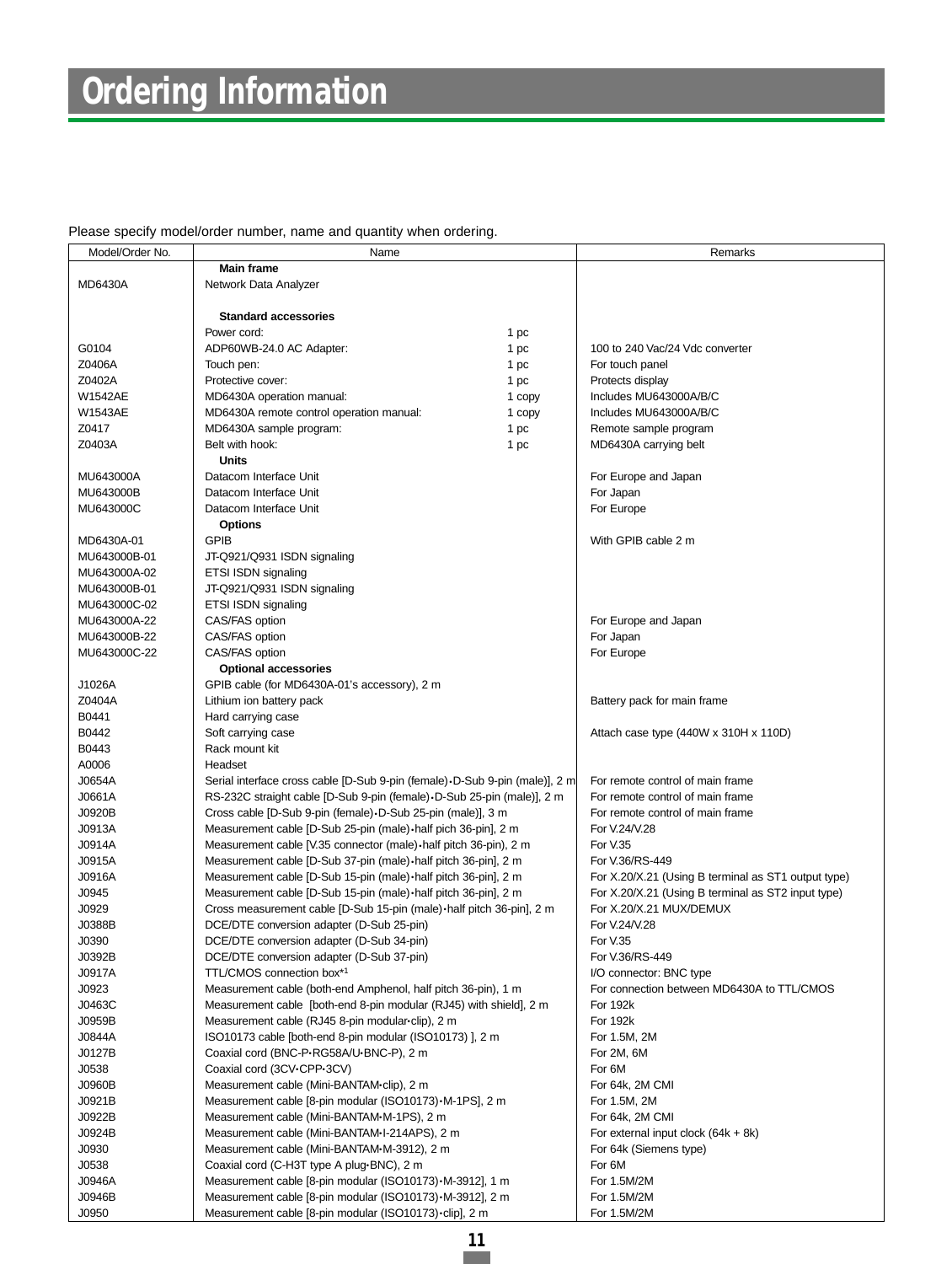# Ordering Information

Please specify model/order number, name and quantity when ordering.

| Model/Order No. | Name | | Remarks |
|---|---|---|---|
| | **Main frame** | | |
| MD6430A | Network Data Analyzer | | |
| | **Standard accessories** | | |
| | Power cord: | 1 pc | |
| G0104 | ADP60WB-24.0 AC Adapter: | 1 pc | 100 to 240 Vac/24 Vdc converter |
| Z0406A | Touch pen: | 1 pc | For touch panel |
| Z0402A | Protective cover: | 1 pc | Protects display |
| W1542AE | MD6430A operation manual: | 1 copy | Includes MU643000A/B/C |
| W1543AE | MD6430A remote control operation manual: | 1 copy | Includes MU643000A/B/C |
| Z0417 | MD6430A sample program: | 1 pc | Remote sample program |
| Z0403A | Belt with hook: | 1 pc | MD6430A carrying belt |
| | **Units** | | |
| MU643000A | Datacom Interface Unit | | For Europe and Japan |
| MU643000B | Datacom Interface Unit | | For Japan |
| MU643000C | Datacom Interface Unit | | For Europe |
| | **Options** | | |
| MD6430A-01 | GPIB | | With GPIB cable 2 m |
| MU643000B-01 | JT-Q921/Q931 ISDN signaling | | |
| MU643000A-02 | ETSI ISDN signaling | | |
| MU643000B-01 | JT-Q921/Q931 ISDN signaling | | |
| MU643000C-02 | ETSI ISDN signaling | | |
| MU643000A-22 | CAS/FAS option | | For Europe and Japan |
| MU643000B-22 | CAS/FAS option | | For Japan |
| MU643000C-22 | CAS/FAS option | | For Europe |
| | **Optional accessories** | | |
| J1026A | GPIB cable (for MD6430A-01's accessory), 2 m | | |
| Z0404A | Lithium ion battery pack | | Battery pack for main frame |
| B0441 | Hard carrying case | | |
| B0442 | Soft carrying case | | Attach case type (440W x 310H x 110D) |
| B0443 | Rack mount kit | | |
| A0006 | Headset | | |
| J0654A | Serial interface cross cable [D-Sub 9-pin (female)•D-Sub 9-pin (male)], 2 m | | For remote control of main frame |
| J0661A | RS-232C straight cable [D-Sub 9-pin (female)•D-Sub 25-pin (male)], 2 m | | For remote control of main frame |
| J0920B | Cross cable [D-Sub 9-pin (female)•D-Sub 25-pin (male)], 3 m | | For remote control of main frame |
| J0913A | Measurement cable [D-Sub 25-pin (male)•half pich 36-pin], 2 m | | For V.24/V.28 |
| J0914A | Measurement cable [V.35 connector (male)•half pitch 36-pin), 2 m | | For V.35 |
| J0915A | Measurement cable [D-Sub 37-pin (male)•half pitch 36-pin], 2 m | | For V.36/RS-449 |
| J0916A | Measurement cable [D-Sub 15-pin (male)•half pitch 36-pin], 2 m | | For X.20/X.21 (Using B terminal as ST1 output type) |
| J0945 | Measurement cable [D-Sub 15-pin (male)•half pitch 36-pin], 2 m | | For X.20/X.21 (Using B terminal as ST2 input type) |
| J0929 | Cross measurement cable [D-Sub 15-pin (male)•half pitch 36-pin], 2 m | | For X.20/X.21 MUX/DEMUX |
| J0388B | DCE/DTE conversion adapter (D-Sub 25-pin) | | For V.24/V.28 |
| J0390 | DCE/DTE conversion adapter (D-Sub 34-pin) | | For V.35 |
| J0392B | DCE/DTE conversion adapter (D-Sub 37-pin) | | For V.36/RS-449 |
| J0917A | TTL/CMOS connection box*1 | | I/O connector: BNC type |
| J0923 | Measurement cable (both-end Amphenol, half pitch 36-pin), 1 m | | For connection between MD6430A to TTL/CMOS |
| J0463C | Measurement cable [both-end 8-pin modular (RJ45) with shield], 2 m | | For 192k |
| J0959B | Measurement cable (RJ45 8-pin modular•clip), 2 m | | For 192k |
| J0844A | ISO10173 cable [both-end 8-pin modular (ISO10173) ], 2 m | | For 1.5M, 2M |
| J0127B | Coaxial cord (BNC-P•RG58A/U•BNC-P), 2 m | | For 2M, 6M |
| J0538 | Coaxial cord (3CV•CPP•3CV) | | For 6M |
| J0960B | Measurement cable (Mini-BANTAM•clip), 2 m | | For 64k, 2M CMI |
| J0921B | Measurement cable [8-pin modular (ISO10173)•M-1PS], 2 m | | For 1.5M, 2M |
| J0922B | Measurement cable (Mini-BANTAM•M-1PS), 2 m | | For 64k, 2M CMI |
| J0924B | Measurement cable (Mini-BANTAM•I-214APS), 2 m | | For external input clock (64k + 8k) |
| J0930 | Measurement cable (Mini-BANTAM•M-3912), 2 m | | For 64k (Siemens type) |
| J0538 | Coaxial cord (C-H3T type A plug•BNC), 2 m | | For 6M |
| J0946A | Measurement cable [8-pin modular (ISO10173)•M-3912], 1 m | | For 1.5M/2M |
| J0946B | Measurement cable [8-pin modular (ISO10173)•M-3912], 2 m | | For 1.5M/2M |
| J0950 | Measurement cable [8-pin modular (ISO10173)•clip], 2 m | | For 1.5M/2M |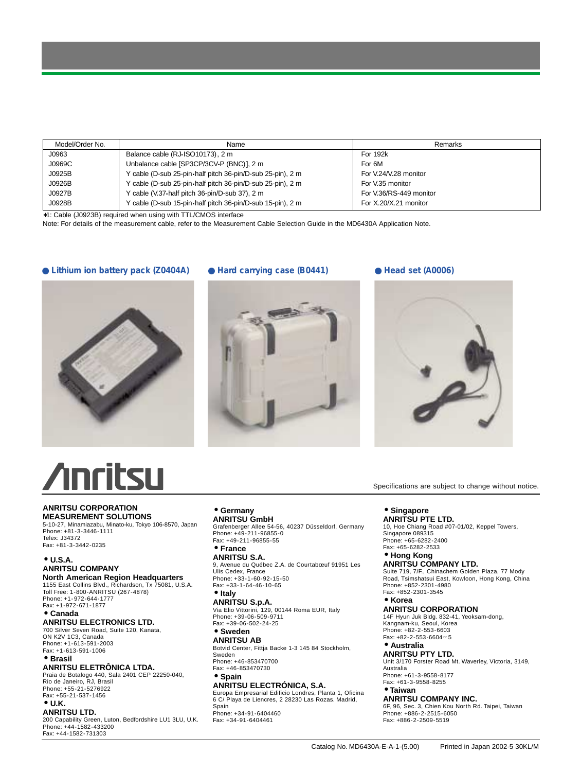| Model/Order No. | Name | Remarks |
|---|---|---|
| J0963 | Balance cable (RJ•ISO10173), 2 m | For 192k |
| J0969C | Unbalance cable [SP3CP/3CV-P (BNC)], 2 m | For 6M |
| J0925B | Y cable (D-sub 25-pin•half pitch 36-pin/D-sub 25-pin), 2 m | For V.24/V.28 monitor |
| J0926B | Y cable (D-sub 25-pin•half pitch 36-pin/D-sub 25-pin), 2 m | For V.35 monitor |
| J0927B | Y cable (V.37•half pitch 36-pin/D-sub 37), 2 m | For V.36/RS-449 monitor |
| J0928B | Y cable (D-sub 15-pin•half pitch 36-pin/D-sub 15-pin), 2 m | For X.20/X.21 monitor |

*1: Cable (J0923B) required when using with TTL/CMOS interface

Note: For details of the measurement cable, refer to the Measurement Cable Selection Guide in the MD6430A Application Note.

● **Lithium ion battery pack (Z0404A)**

● **Hard carrying case (B0441)**

● **Head set (A0006)**

Specifications are subject to change without notice.

**ANRITSU CORPORATION**
**MEASUREMENT SOLUTIONS**
5-10-27, Minamiazabu, Minato-ku, Tokyo 106-8570, Japan
Phone: +81-3-3446-1111
Telex: J34372
Fax: +81-3-3442-0235

• **U.S.A.**
**ANRITSU COMPANY**
**North American Region Headquarters**
1155 East Collins Blvd., Richardson, Tx 75081, U.S.A.
Toll Free: 1-800-ANRITSU (267-4878)
Phone: +1-972-644-1777
Fax: +1-972-671-1877

• **Canada**
**ANRITSU ELECTRONICS LTD.**
700 Silver Seven Road, Suite 120, Kanata, ON K2V 1C3, Canada
Phone: +1-613-591-2003
Fax: +1-613-591-1006

• **Brasil**
**ANRITSU ELETRÔNICA LTDA.**
Praia de Botafogo 440, Sala 2401 CEP 22250-040, Rio de Janeiro, RJ, Brasil
Phone: +55-21-5276922
Fax: +55-21-537-1456

• **U.K.**
**ANRITSU LTD.**
200 Capability Green, Luton, Bedfordshire LU1 3LU, U.K.
Phone: +44-1582-433200
Fax: +44-1582-731303

• **Germany**
**ANRITSU GmbH**
Grafenberger Allee 54-56, 40237 Düsseldorf, Germany
Phone: +49-211-96855-0
Fax: +49-211-96855-55

• **France**
**ANRITSU S.A.**
9, Avenue du Québec Z.A. de Courtabœuf 91951 Les Ulis Cedex, France
Phone: +33-1-60-92-15-50
Fax: +33-1-64-46-10-65

• **Italy**
**ANRITSU S.p.A.**
Via Elio Vittorini, 129, 00144 Roma EUR, Italy
Phone: +39-06-509-9711
Fax: +39-06-502-24-25

• **Sweden**
**ANRITSU AB**
Botvid Center, Fittja Backe 1-3 145 84 Stockholm, Sweden
Phone: +46-853470700
Fax: +46-853470730

• **Spain**
**ANRITSU ELECTRÓNICA, S.A.**
Europa Empresarial Edificio Londres, Planta 1, Oficina 6 C/ Playa de Liencres, 2 28230 Las Rozas. Madrid, Spain
Phone: +34-91-6404460
Fax: +34-91-6404461

• **Singapore**
**ANRITSU PTE LTD.**
10, Hoe Chiang Road #07-01/02, Keppel Towers, Singapore 089315
Phone: +65-6282-2400
Fax: +65-6282-2533

• **Hong Kong**
**ANRITSU COMPANY LTD.**
Suite 719, 7/F., Chinachem Golden Plaza, 77 Mody Road, Tsimshatsui East, Kowloon, Hong Kong, China
Phone: +852-2301-4980
Fax: +852-2301-3545

• **Korea**
**ANRITSU CORPORATION**
14F Hyun Juk Bldg. 832-41, Yeoksam-dong, Kangnam-ku, Seoul, Korea
Phone: +82-2-553-6603
Fax: +82-2-553-6604~5

• **Australia**
**ANRITSU PTY LTD.**
Unit 3/170 Forster Road Mt. Waverley, Victoria, 3149, Australia
Phone: +61-3-9558-8177
Fax: +61-3-9558-8255

• **Taiwan**
**ANRITSU COMPANY INC.**
6F, 96, Sec. 3, Chien Kou North Rd. Taipei, Taiwan
Phone: +886-2-2515-6050
Fax: +886-2-2509-5519

Catalog No. MD6430A-E-A-1-(5.00) Printed in Japan 2002-5 30KL/M